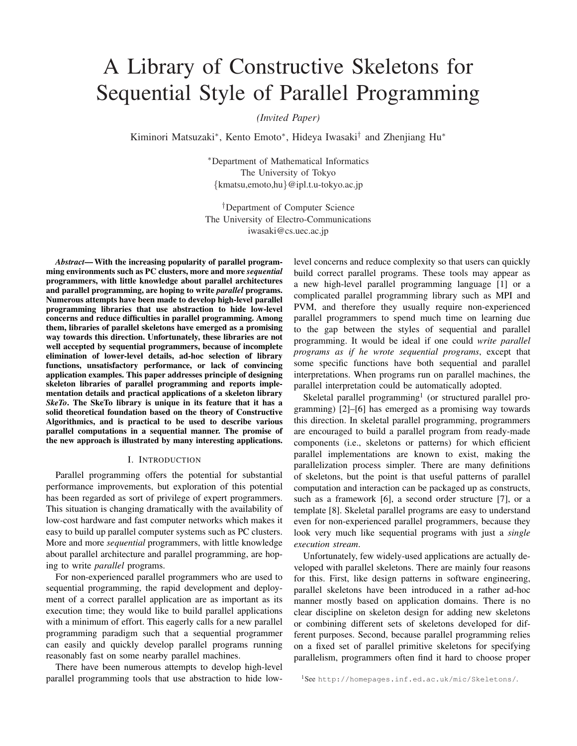# A Library of Constructive Skeletons for Sequential Style of Parallel Programming

*(Invited Paper)*

Kiminori Matsuzaki*, Kento Emoto*, Hideya Iwasaki† and Zhenjiang Hu*

*Department of Mathematical Informatics
The University of Tokyo
{kmatsu,emoto,hu}@ipl.t.u-tokyo.ac.jp

†Department of Computer Science
The University of Electro-Communications
iwasaki@cs.uec.ac.jp

***Abstract*— With the increasing popularity of parallel programming environments such as PC clusters, more and more *sequential* programmers, with little knowledge about parallel architectures and parallel programming, are hoping to write *parallel* programs. Numerous attempts have been made to develop high-level parallel programming libraries that use abstraction to hide low-level concerns and reduce difficulties in parallel programming. Among them, libraries of parallel skeletons have emerged as a promising way towards this direction. Unfortunately, these libraries are not well accepted by sequential programmers, because of incomplete elimination of lower-level details, ad-hoc selection of library functions, unsatisfactory performance, or lack of convincing application examples. This paper addresses principle of designing skeleton libraries of parallel programming and reports implementation details and practical applications of a skeleton library *SkeTo*. The SkeTo library is unique in its feature that it has a solid theoretical foundation based on the theory of Constructive Algorithmics, and is practical to be used to describe various parallel computations in a sequential manner. The promise of the new approach is illustrated by many interesting applications.**

## I. Introduction

Parallel programming offers the potential for substantial performance improvements, but exploration of this potential has been regarded as sort of privilege of expert programmers. This situation is changing dramatically with the availability of low-cost hardware and fast computer networks which makes it easy to build up parallel computer systems such as PC clusters. More and more *sequential* programmers, with little knowledge about parallel architecture and parallel programming, are hoping to write *parallel* programs.

For non-experienced parallel programmers who are used to sequential programming, the rapid development and deployment of a correct parallel application are as important as its execution time; they would like to build parallel applications with a minimum of effort. This eagerly calls for a new parallel programming paradigm such that a sequential programmer can easily and quickly develop parallel programs running reasonably fast on some nearby parallel machines.

There have been numerous attempts to develop high-level parallel programming tools that use abstraction to hide low-level concerns and reduce complexity so that users can quickly build correct parallel programs. These tools may appear as a new high-level parallel programming language [1] or a complicated parallel programming library such as MPI and PVM, and therefore they usually require non-experienced parallel programmers to spend much time on learning due to the gap between the styles of sequential and parallel programming. It would be ideal if one could *write parallel programs as if he wrote sequential programs*, except that some specific functions have both sequential and parallel interpretations. When programs run on parallel machines, the parallel interpretation could be automatically adopted.

Skeletal parallel programming[1] (or structured parallel programming) [2]–[6] has emerged as a promising way towards this direction. In skeletal parallel programming, programmers are encouraged to build a parallel program from ready-made components (i.e., skeletons or patterns) for which efficient parallel implementations are known to exist, making the parallelization process simpler. There are many definitions of skeletons, but the point is that useful patterns of parallel computation and interaction can be packaged up as constructs, such as a framework [6], a second order structure [7], or a template [8]. Skeletal parallel programs are easy to understand even for non-experienced parallel programmers, because they look very much like sequential programs with just a *single execution stream*.

Unfortunately, few widely-used applications are actually developed with parallel skeletons. There are mainly four reasons for this. First, like design patterns in software engineering, parallel skeletons have been introduced in a rather ad-hoc manner mostly based on application domains. There is no clear discipline on skeleton design for adding new skeletons or combining different sets of skeletons developed for different purposes. Second, because parallel programming relies on a fixed set of parallel primitive skeletons for specifying parallelism, programmers often find it hard to choose proper

[1] See `http://homepages.inf.ed.ac.uk/mic/Skeletons/`.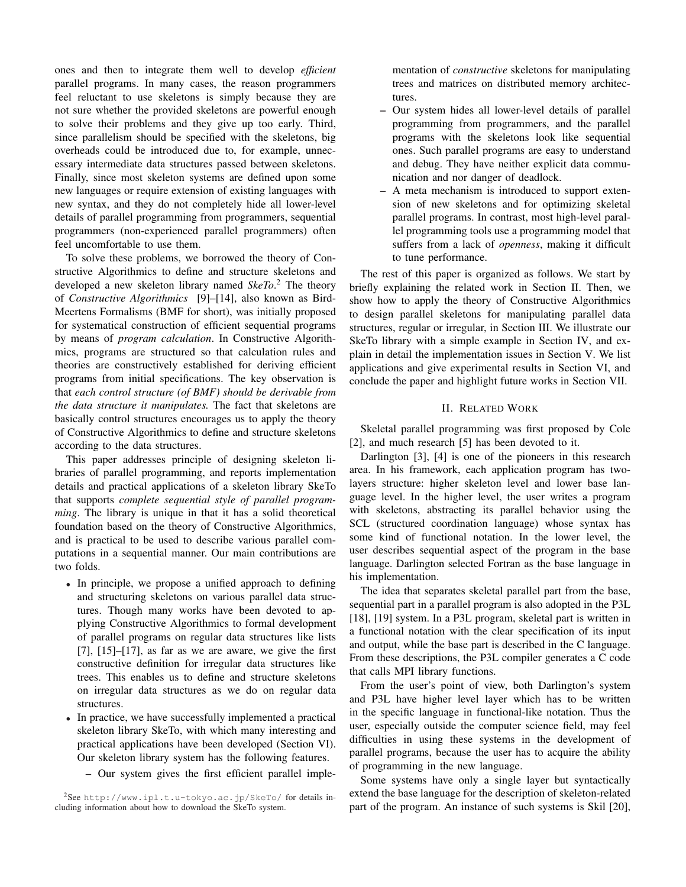ones and then to integrate them well to develop *efficient* parallel programs. In many cases, the reason programmers feel reluctant to use skeletons is simply because they are not sure whether the provided skeletons are powerful enough to solve their problems and they give up too early. Third, since parallelism should be specified with the skeletons, big overheads could be introduced due to, for example, unnecessary intermediate data structures passed between skeletons. Finally, since most skeleton systems are defined upon some new languages or require extension of existing languages with new syntax, and they do not completely hide all lower-level details of parallel programming from programmers, sequential programmers (non-experienced parallel programmers) often feel uncomfortable to use them.

To solve these problems, we borrowed the theory of Constructive Algorithmics to define and structure skeletons and developed a new skeleton library named *SkeTo*.[2] The theory of *Constructive Algorithmics* [9]–[14], also known as Bird-Meertens Formalisms (BMF for short), was initially proposed for systematical construction of efficient sequential programs by means of *program calculation*. In Constructive Algorithmics, programs are structured so that calculation rules and theories are constructively established for deriving efficient programs from initial specifications. The key observation is that *each control structure (of BMF) should be derivable from the data structure it manipulates.* The fact that skeletons are basically control structures encourages us to apply the theory of Constructive Algorithmics to define and structure skeletons according to the data structures.

This paper addresses principle of designing skeleton libraries of parallel programming, and reports implementation details and practical applications of a skeleton library SkeTo that supports *complete sequential style of parallel programming*. The library is unique in that it has a solid theoretical foundation based on the theory of Constructive Algorithmics, and is practical to be used to describe various parallel computations in a sequential manner. Our main contributions are two folds.

- In principle, we propose a unified approach to defining and structuring skeletons on various parallel data structures. Though many works have been devoted to applying Constructive Algorithmics to formal development of parallel programs on regular data structures like lists [7], [15]–[17], as far as we are aware, we give the first constructive definition for irregular data structures like trees. This enables us to define and structure skeletons on irregular data structures as we do on regular data structures.
- In practice, we have successfully implemented a practical skeleton library SkeTo, with which many interesting and practical applications have been developed (Section VI). Our skeleton library system has the following features.
  - Our system gives the first efficient parallel implementation of *constructive* skeletons for manipulating trees and matrices on distributed memory architectures.
  - Our system hides all lower-level details of parallel programming from programmers, and the parallel programs with the skeletons look like sequential ones. Such parallel programs are easy to understand and debug. They have neither explicit data communication and nor danger of deadlock.
  - A meta mechanism is introduced to support extension of new skeletons and for optimizing skeletal parallel programs. In contrast, most high-level parallel programming tools use a programming model that suffers from a lack of *openness*, making it difficult to tune performance.

The rest of this paper is organized as follows. We start by briefly explaining the related work in Section II. Then, we show how to apply the theory of Constructive Algorithmics to design parallel skeletons for manipulating parallel data structures, regular or irregular, in Section III. We illustrate our SkeTo library with a simple example in Section IV, and explain in detail the implementation issues in Section V. We list applications and give experimental results in Section VI, and conclude the paper and highlight future works in Section VII.

## II. Related Work

Skeletal parallel programming was first proposed by Cole [2], and much research [5] has been devoted to it.

Darlington [3], [4] is one of the pioneers in this research area. In his framework, each application program has two-layers structure: higher skeleton level and lower base language level. In the higher level, the user writes a program with skeletons, abstracting its parallel behavior using the SCL (structured coordination language) whose syntax has some kind of functional notation. In the lower level, the user describes sequential aspect of the program in the base language. Darlington selected Fortran as the base language in his implementation.

The idea that separates skeletal parallel part from the base, sequential part in a parallel program is also adopted in the P3L [18], [19] system. In a P3L program, skeletal part is written in a functional notation with the clear specification of its input and output, while the base part is described in the C language. From these descriptions, the P3L compiler generates a C code that calls MPI library functions.

From the user's point of view, both Darlington's system and P3L have higher level layer which has to be written in the specific language in functional-like notation. Thus the user, especially outside the computer science field, may feel difficulties in using these systems in the development of parallel programs, because the user has to acquire the ability of programming in the new language.

Some systems have only a single layer but syntactically extend the base language for the description of skeleton-related part of the program. An instance of such systems is Skil [20],

[2] See http://www.ipl.t.u-tokyo.ac.jp/SkeTo/ for details including information about how to download the SkeTo system.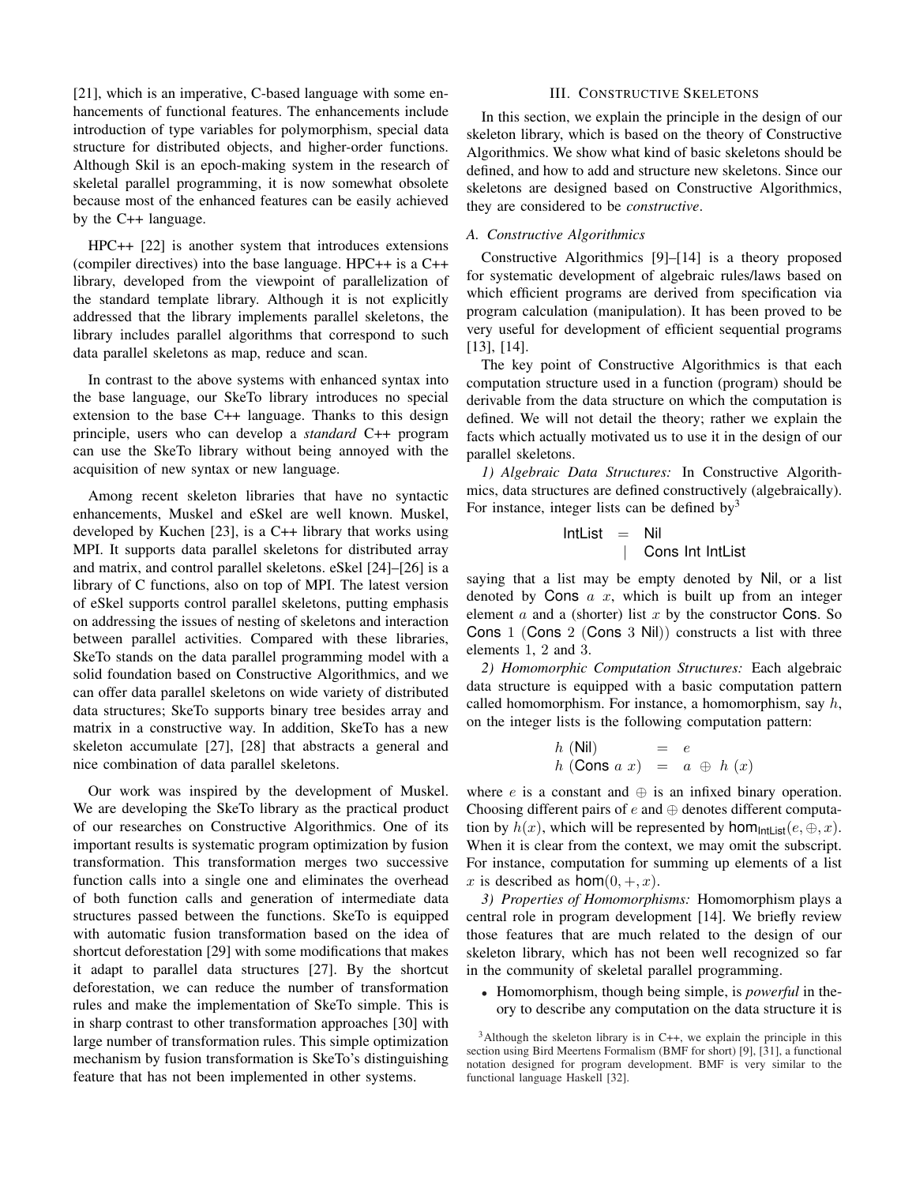[21], which is an imperative, C-based language with some enhancements of functional features. The enhancements include introduction of type variables for polymorphism, special data structure for distributed objects, and higher-order functions. Although Skil is an epoch-making system in the research of skeletal parallel programming, it is now somewhat obsolete because most of the enhanced features can be easily achieved by the C++ language.

HPC++ [22] is another system that introduces extensions (compiler directives) into the base language. HPC++ is a C++ library, developed from the viewpoint of parallelization of the standard template library. Although it is not explicitly addressed that the library implements parallel skeletons, the library includes parallel algorithms that correspond to such data parallel skeletons as map, reduce and scan.

In contrast to the above systems with enhanced syntax into the base language, our SkeTo library introduces no special extension to the base C++ language. Thanks to this design principle, users who can develop a *standard* C++ program can use the SkeTo library without being annoyed with the acquisition of new syntax or new language.

Among recent skeleton libraries that have no syntactic enhancements, Muskel and eSkel are well known. Muskel, developed by Kuchen [23], is a C++ library that works using MPI. It supports data parallel skeletons for distributed array and matrix, and control parallel skeletons. eSkel [24]–[26] is a library of C functions, also on top of MPI. The latest version of eSkel supports control parallel skeletons, putting emphasis on addressing the issues of nesting of skeletons and interaction between parallel activities. Compared with these libraries, SkeTo stands on the data parallel programming model with a solid foundation based on Constructive Algorithmics, and we can offer data parallel skeletons on wide variety of distributed data structures; SkeTo supports binary tree besides array and matrix in a constructive way. In addition, SkeTo has a new skeleton accumulate [27], [28] that abstracts a general and nice combination of data parallel skeletons.

Our work was inspired by the development of Muskel. We are developing the SkeTo library as the practical product of our researches on Constructive Algorithmics. One of its important results is systematic program optimization by fusion transformation. This transformation merges two successive function calls into a single one and eliminates the overhead of both function calls and generation of intermediate data structures passed between the functions. SkeTo is equipped with automatic fusion transformation based on the idea of shortcut deforestation [29] with some modifications that makes it adapt to parallel data structures [27]. By the shortcut deforestation, we can reduce the number of transformation rules and make the implementation of SkeTo simple. This is in sharp contrast to other transformation approaches [30] with large number of transformation rules. This simple optimization mechanism by fusion transformation is SkeTo's distinguishing feature that has not been implemented in other systems.

## III. Constructive Skeletons

In this section, we explain the principle in the design of our skeleton library, which is based on the theory of Constructive Algorithmics. We show what kind of basic skeletons should be defined, and how to add and structure new skeletons. Since our skeletons are designed based on Constructive Algorithmics, they are considered to be *constructive*.

### A. Constructive Algorithmics

Constructive Algorithmics [9]–[14] is a theory proposed for systematic development of algebraic rules/laws based on which efficient programs are derived from specification via program calculation (manipulation). It has been proved to be very useful for development of efficient sequential programs [13], [14].

The key point of Constructive Algorithmics is that each computation structure used in a function (program) should be derivable from the data structure on which the computation is defined. We will not detail the theory; rather we explain the facts which actually motivated us to use it in the design of our parallel skeletons.

*1) Algebraic Data Structures:* In Constructive Algorithmics, data structures are defined constructively (algebraically). For instance, integer lists can be defined by[3]

$$\begin{array}{lcl} \mathsf{IntList} & = & \mathsf{Nil} \\ & | & \mathsf{Cons\ Int\ IntList} \end{array}$$

saying that a list may be empty denoted by Nil, or a list denoted by Cons $a\ x$, which is built up from an integer element $a$ and a (shorter) list $x$ by the constructor Cons. So Cons $1$ (Cons $2$ (Cons $3$ Nil)) constructs a list with three elements $1$, $2$ and $3$.

*2) Homomorphic Computation Structures:* Each algebraic data structure is equipped with a basic computation pattern called homomorphism. For instance, a homomorphism, say $h$, on the integer lists is the following computation pattern:

$$\begin{array}{lcl} h\ (\mathsf{Nil}) & = & e \\ h\ (\mathsf{Cons}\ a\ x) & = & a\ \oplus\ h\ (x) \end{array}$$

where $e$ is a constant and $\oplus$ is an infixed binary operation. Choosing different pairs of $e$ and $\oplus$ denotes different computation by $h(x)$, which will be represented by $\mathsf{hom}_{\mathsf{IntList}}(e, \oplus, x)$. When it is clear from the context, we may omit the subscript. For instance, computation for summing up elements of a list $x$ is described as $\mathsf{hom}(0, +, x)$.

*3) Properties of Homomorphisms:* Homomorphism plays a central role in program development [14]. We briefly review those features that are much related to the design of our skeleton library, which has not been well recognized so far in the community of skeletal parallel programming.

- Homomorphism, though being simple, is *powerful* in theory to describe any computation on the data structure it is

[3]Although the skeleton library is in C++, we explain the principle in this section using Bird Meertens Formalism (BMF for short) [9], [31], a functional notation designed for program development. BMF is very similar to the functional language Haskell [32].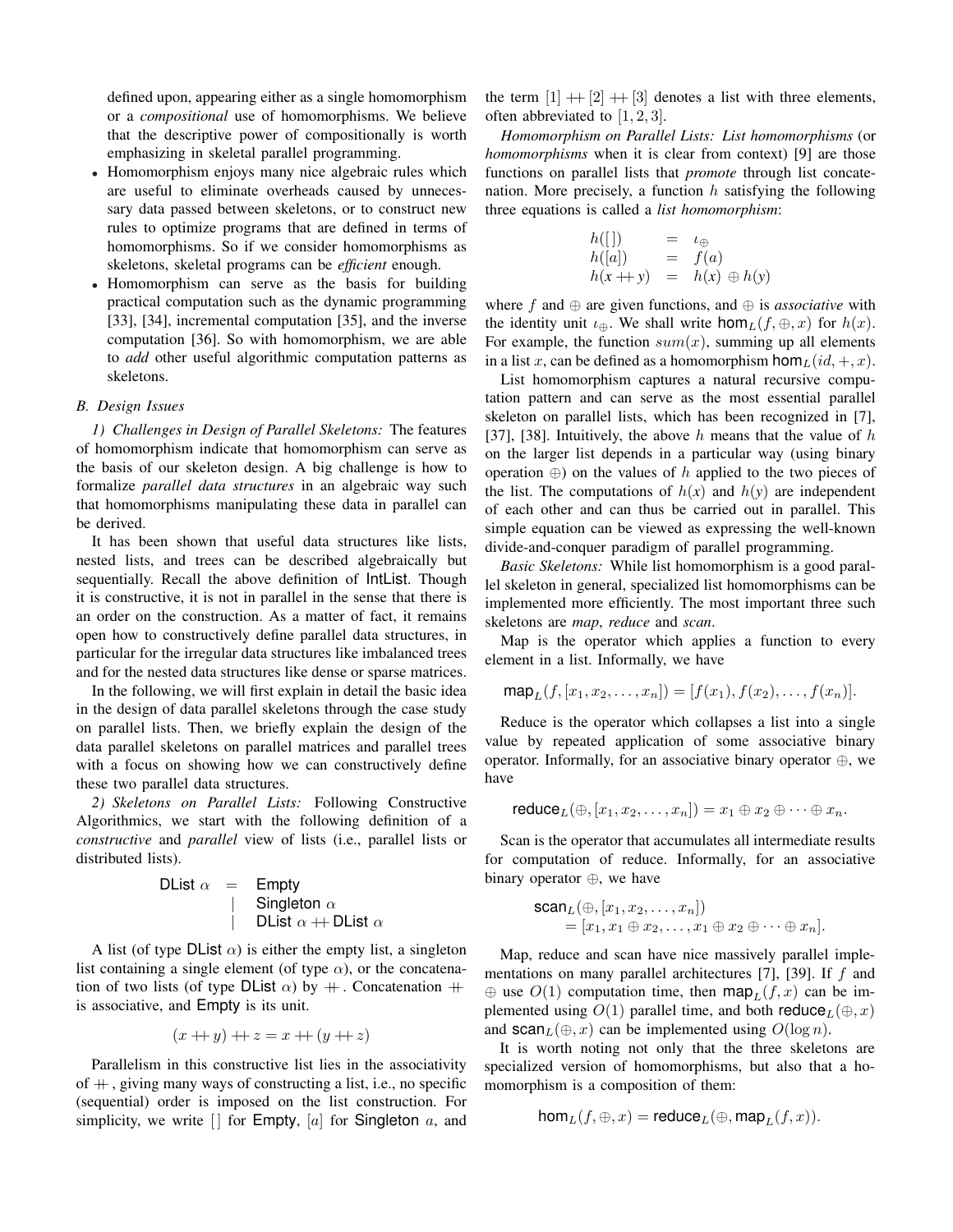defined upon, appearing either as a single homomorphism or a *compositional* use of homomorphisms. We believe that the descriptive power of compositionally is worth emphasizing in skeletal parallel programming.

- Homomorphism enjoys many nice algebraic rules which are useful to eliminate overheads caused by unnecessary data passed between skeletons, or to construct new rules to optimize programs that are defined in terms of homomorphisms. So if we consider homomorphisms as skeletons, skeletal programs can be *efficient* enough.
- Homomorphism can serve as the basis for building practical computation such as the dynamic programming [33], [34], incremental computation [35], and the inverse computation [36]. So with homomorphism, we are able to *add* other useful algorithmic computation patterns as skeletons.

### B. Design Issues

*1) Challenges in Design of Parallel Skeletons:* The features of homomorphism indicate that homomorphism can serve as the basis of our skeleton design. A big challenge is how to formalize *parallel data structures* in an algebraic way such that homomorphisms manipulating these data in parallel can be derived.

It has been shown that useful data structures like lists, nested lists, and trees can be described algebraically but sequentially. Recall the above definition of IntList. Though it is constructive, it is not in parallel in the sense that there is an order on the construction. As a matter of fact, it remains open how to constructively define parallel data structures, in particular for the irregular data structures like imbalanced trees and for the nested data structures like dense or sparse matrices.

In the following, we will first explain in detail the basic idea in the design of data parallel skeletons through the case study on parallel lists. Then, we briefly explain the design of the data parallel skeletons on parallel matrices and parallel trees with a focus on showing how we can constructively define these two parallel data structures.

*2) Skeletons on Parallel Lists:* Following Constructive Algorithmics, we start with the following definition of a *constructive* and *parallel* view of lists (i.e., parallel lists or distributed lists).

$$
\begin{array}{lcl}
\mathsf{DList}\ \alpha & = & \mathsf{Empty} \\
 & | & \mathsf{Singleton}\ \alpha \\
 & | & \mathsf{DList}\ \alpha +\!\!+ \mathsf{DList}\ \alpha
\end{array}
$$

A list (of type $\mathsf{DList}\ \alpha$) is either the empty list, a singleton list containing a single element (of type $\alpha$), or the concatenation of two lists (of type $\mathsf{DList}\ \alpha$) by $+\!\!+$. Concatenation $+\!\!+$ is associative, and Empty is its unit.

$$(x +\!\!+ y) +\!\!+ z = x +\!\!+ (y +\!\!+ z)$$

Parallelism in this constructive list lies in the associativity of $+\!\!+$, giving many ways of constructing a list, i.e., no specific (sequential) order is imposed on the list construction. For simplicity, we write $[\,]$ for Empty, $[a]$ for Singleton $a$, and the term $[1] +\!\!+ [2] +\!\!+ [3]$ denotes a list with three elements, often abbreviated to $[1, 2, 3]$.

*Homomorphism on Parallel Lists: List homomorphisms* (or *homomorphisms* when it is clear from context) [9] are those functions on parallel lists that *promote* through list concatenation. More precisely, a function $h$ satisfying the following three equations is called a *list homomorphism*:

$$
\begin{array}{lcl}
h([\,]) & = & \iota_{\oplus} \\
h([a]) & = & f(a) \\
h(x +\!\!+ y) & = & h(x) \oplus h(y)
\end{array}
$$

where $f$ and $\oplus$ are given functions, and $\oplus$ is *associative* with the identity unit $\iota_{\oplus}$. We shall write $\mathsf{hom}_L(f, \oplus, x)$ for $h(x)$. For example, the function $sum(x)$, summing up all elements in a list $x$, can be defined as a homomorphism $\mathsf{hom}_L(id, +, x)$.

List homomorphism captures a natural recursive computation pattern and can serve as the most essential parallel skeleton on parallel lists, which has been recognized in [7], [37], [38]. Intuitively, the above $h$ means that the value of $h$ on the larger list depends in a particular way (using binary operation $\oplus$) on the values of $h$ applied to the two pieces of the list. The computations of $h(x)$ and $h(y)$ are independent of each other and can thus be carried out in parallel. This simple equation can be viewed as expressing the well-known divide-and-conquer paradigm of parallel programming.

*Basic Skeletons:* While list homomorphism is a good parallel skeleton in general, specialized list homomorphisms can be implemented more efficiently. The most important three such skeletons are *map*, *reduce* and *scan*.

Map is the operator which applies a function to every element in a list. Informally, we have

$$\mathsf{map}_L(f, [x_1, x_2, \ldots, x_n]) = [f(x_1), f(x_2), \ldots, f(x_n)].$$

Reduce is the operator which collapses a list into a single value by repeated application of some associative binary operator. Informally, for an associative binary operator $\oplus$, we have

$$\mathsf{reduce}_L(\oplus, [x_1, x_2, \ldots, x_n]) = x_1 \oplus x_2 \oplus \cdots \oplus x_n.$$

Scan is the operator that accumulates all intermediate results for computation of reduce. Informally, for an associative binary operator $\oplus$, we have

$$
\begin{array}{l}
\mathsf{scan}_L(\oplus, [x_1, x_2, \ldots, x_n]) \\
\quad = [x_1, x_1 \oplus x_2, \ldots, x_1 \oplus x_2 \oplus \cdots \oplus x_n].
\end{array}
$$

Map, reduce and scan have nice massively parallel implementations on many parallel architectures [7], [39]. If $f$ and $\oplus$ use $O(1)$ computation time, then $\mathsf{map}_L(f, x)$ can be implemented using $O(1)$ parallel time, and both $\mathsf{reduce}_L(\oplus, x)$ and $\mathsf{scan}_L(\oplus, x)$ can be implemented using $O(\log n)$.

It is worth noting not only that the three skeletons are specialized version of homomorphisms, but also that a homomorphism is a composition of them:

$$\mathsf{hom}_L(f, \oplus, x) = \mathsf{reduce}_L(\oplus, \mathsf{map}_L(f, x)).$$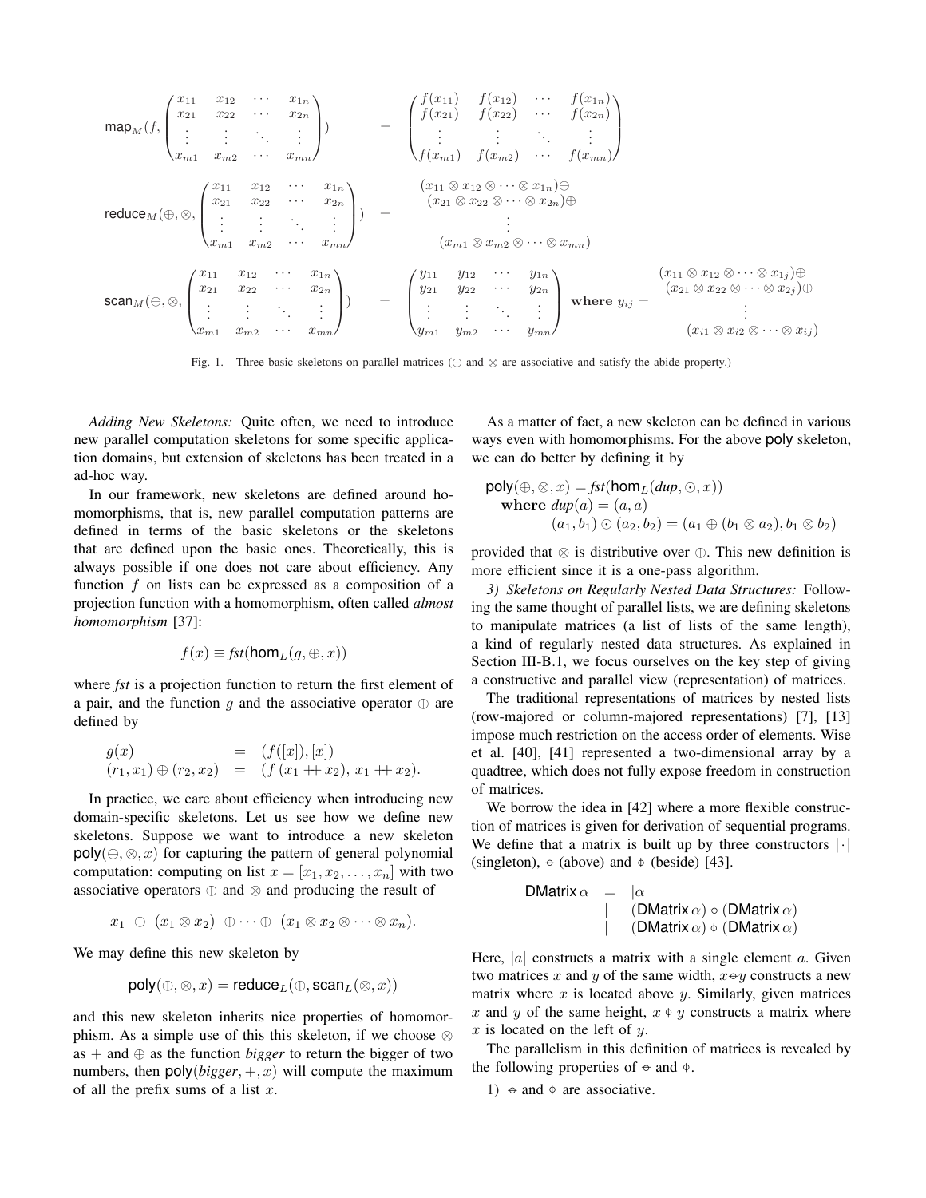$$
\mathsf{map}_M(f, \begin{pmatrix} x_{11} & x_{12} & \cdots & x_{1n} \\ x_{21} & x_{22} & \cdots & x_{2n} \\ \vdots & \vdots & \ddots & \vdots \\ x_{m1} & x_{m2} & \cdots & x_{mn} \end{pmatrix}) = \begin{pmatrix} f(x_{11}) & f(x_{12}) & \cdots & f(x_{1n}) \\ f(x_{21}) & f(x_{22}) & \cdots & f(x_{2n}) \\ \vdots & \vdots & \ddots & \vdots \\ f(x_{m1}) & f(x_{m2}) & \cdots & f(x_{mn}) \end{pmatrix}
$$

$$
\mathsf{reduce}_M(\oplus, \otimes, \begin{pmatrix} x_{11} & x_{12} & \cdots & x_{1n} \\ x_{21} & x_{22} & \cdots & x_{2n} \\ \vdots & \vdots & \ddots & \vdots \\ x_{m1} & x_{m2} & \cdots & x_{mn} \end{pmatrix}) = \begin{matrix} (x_{11} \otimes x_{12} \otimes \cdots \otimes x_{1n}) \oplus \\ (x_{21} \otimes x_{22} \otimes \cdots \otimes x_{2n}) \oplus \\ \vdots \\ (x_{m1} \otimes x_{m2} \otimes \cdots \otimes x_{mn}) \end{matrix}
$$

$$
\mathsf{scan}_M(\oplus, \otimes, \begin{pmatrix} x_{11} & x_{12} & \cdots & x_{1n} \\ x_{21} & x_{22} & \cdots & x_{2n} \\ \vdots & \vdots & \ddots & \vdots \\ x_{m1} & x_{m2} & \cdots & x_{mn} \end{pmatrix}) = \begin{pmatrix} y_{11} & y_{12} & \cdots & y_{1n} \\ y_{21} & y_{22} & \cdots & y_{2n} \\ \vdots & \vdots & \ddots & \vdots \\ y_{m1} & y_{m2} & \cdots & y_{mn} \end{pmatrix} \textbf{ where } y_{ij} = \begin{matrix} (x_{11} \otimes x_{12} \otimes \cdots \otimes x_{1j}) \oplus \\ (x_{21} \otimes x_{22} \otimes \cdots \otimes x_{2j}) \oplus \\ \vdots \\ (x_{i1} \otimes x_{i2} \otimes \cdots \otimes x_{ij}) \end{matrix}
$$

Fig. 1. Three basic skeletons on parallel matrices ($\oplus$ and $\otimes$ are associative and satisfy the abide property.)

*Adding New Skeletons:* Quite often, we need to introduce new parallel computation skeletons for some specific application domains, but extension of skeletons has been treated in a ad-hoc way.

In our framework, new skeletons are defined around homomorphisms, that is, new parallel computation patterns are defined in terms of the basic skeletons or the skeletons that are defined upon the basic ones. Theoretically, this is always possible if one does not care about efficiency. Any function $f$ on lists can be expressed as a composition of a projection function with a homomorphism, often called *almost homomorphism* [37]:

$$
f(x) \equiv \mathit{fst}(\mathsf{hom}_L(g, \oplus, x))
$$

where *fst* is a projection function to return the first element of a pair, and the function $g$ and the associative operator $\oplus$ are defined by

$$
\begin{array}{lcl} g(x) & = & (f([x]), [x]) \\ (r_1, x_1) \oplus (r_2, x_2) & = & (f\,(x_1 +\!\!+\, x_2),\; x_1 +\!\!+\, x_2). \end{array}
$$

In practice, we care about efficiency when introducing new domain-specific skeletons. Let us see how we define new skeletons. Suppose we want to introduce a new skeleton $\mathsf{poly}(\oplus, \otimes, x)$ for capturing the pattern of general polynomial computation: computing on list $x = [x_1, x_2, \ldots, x_n]$ with two associative operators $\oplus$ and $\otimes$ and producing the result of

$$
x_1 \;\oplus\; (x_1 \otimes x_2) \;\oplus \cdots \oplus\; (x_1 \otimes x_2 \otimes \cdots \otimes x_n).
$$

We may define this new skeleton by

$$
\mathsf{poly}(\oplus, \otimes, x) = \mathsf{reduce}_L(\oplus, \mathsf{scan}_L(\otimes, x))
$$

and this new skeleton inherits nice properties of homomorphism. As a simple use of this this skeleton, if we choose $\otimes$ as $+$ and $\oplus$ as the function *bigger* to return the bigger of two numbers, then $\mathsf{poly}(\mathit{bigger}, +, x)$ will compute the maximum of all the prefix sums of a list $x$.

As a matter of fact, a new skeleton can be defined in various ways even with homomorphisms. For the above poly skeleton, we can do better by defining it by

$$
\begin{array}{l} \mathsf{poly}(\oplus, \otimes, x) = \mathit{fst}(\mathsf{hom}_L(\mathit{dup}, \odot, x)) \\ \quad \textbf{where } \mathit{dup}(a) = (a, a) \\ \qquad\quad (a_1, b_1) \odot (a_2, b_2) = (a_1 \oplus (b_1 \otimes a_2), b_1 \otimes b_2) \end{array}
$$

provided that $\otimes$ is distributive over $\oplus$. This new definition is more efficient since it is a one-pass algorithm.

*3) Skeletons on Regularly Nested Data Structures:* Following the same thought of parallel lists, we are defining skeletons to manipulate matrices (a list of lists of the same length), a kind of regularly nested data structures. As explained in Section III-B.1, we focus ourselves on the key step of giving a constructive and parallel view (representation) of matrices.

The traditional representations of matrices by nested lists (row-majored or column-majored representations) [7], [13] impose much restriction on the access order of elements. Wise et al. [40], [41] represented a two-dimensional array by a quadtree, which does not fully expose freedom in construction of matrices.

We borrow the idea in [42] where a more flexible construction of matrices is given for derivation of sequential programs. We define that a matrix is built up by three constructors $|\cdot|$ (singleton), $\ominus$ (above) and $\phi$ (beside) [43].

$$
\begin{array}{lcl} \mathsf{DMatrix}\,\alpha & = & |\alpha| \\ & | & (\mathsf{DMatrix}\,\alpha) \ominus (\mathsf{DMatrix}\,\alpha) \\ & | & (\mathsf{DMatrix}\,\alpha) \phi (\mathsf{DMatrix}\,\alpha) \end{array}
$$

Here, $|a|$ constructs a matrix with a single element $a$. Given two matrices $x$ and $y$ of the same width, $x \ominus y$ constructs a new matrix where $x$ is located above $y$. Similarly, given matrices $x$ and $y$ of the same height, $x \phi y$ constructs a matrix where $x$ is located on the left of $y$.

The parallelism in this definition of matrices is revealed by the following properties of $\ominus$ and $\phi$.

1) $\ominus$ and $\phi$ are associative.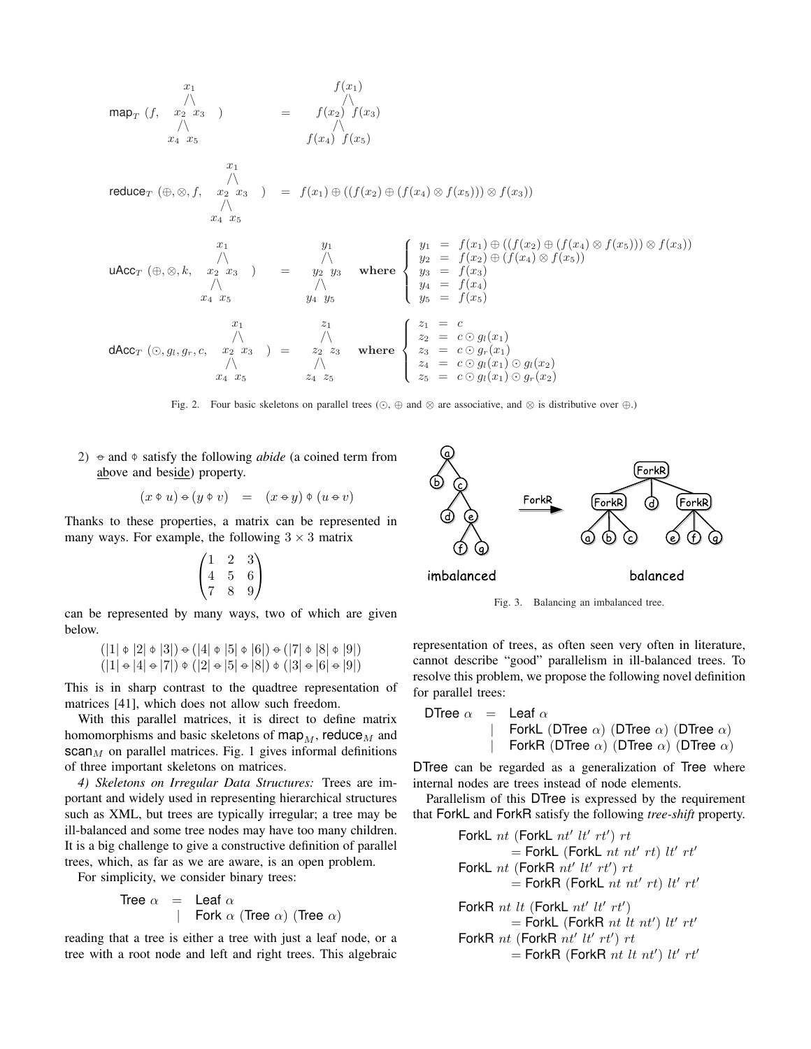$$\mathsf{map}_T\ (f,\ \begin{array}{c} x_1 \\ /\backslash \\ x_2\ \ x_3 \\ /\backslash \\ x_4\ \ x_5 \end{array}) \quad = \quad \begin{array}{c} f(x_1) \\ /\backslash \\ f(x_2)\ \ f(x_3) \\ /\backslash \\ f(x_4)\ \ f(x_5) \end{array}$$

$$\mathsf{reduce}_T\ (\oplus, \otimes, f,\ \begin{array}{c} x_1 \\ /\backslash \\ x_2\ \ x_3 \\ /\backslash \\ x_4\ \ x_5 \end{array}) \quad = \quad f(x_1) \oplus ((f(x_2) \oplus (f(x_4) \otimes f(x_5))) \otimes f(x_3))$$

$$\mathsf{uAcc}_T\ (\oplus, \otimes, k,\ \begin{array}{c} x_1 \\ /\backslash \\ x_2\ \ x_3 \\ /\backslash \\ x_4\ \ x_5 \end{array}) \quad = \quad \begin{array}{c} y_1 \\ /\backslash \\ y_2\ \ y_3 \\ /\backslash \\ y_4\ \ y_5 \end{array} \quad \textbf{where} \left\{ \begin{array}{lcl} y_1 & = & f(x_1) \oplus ((f(x_2) \oplus (f(x_4) \otimes f(x_5))) \otimes f(x_3)) \\ y_2 & = & f(x_2) \oplus (f(x_4) \otimes f(x_5)) \\ y_3 & = & f(x_3) \\ y_4 & = & f(x_4) \\ y_5 & = & f(x_5) \end{array} \right.$$

$$\mathsf{dAcc}_T\ (\odot, g_l, g_r, c,\ \begin{array}{c} x_1 \\ /\backslash \\ x_2\ \ x_3 \\ /\backslash \\ x_4\ \ x_5 \end{array}) \quad = \quad \begin{array}{c} z_1 \\ /\backslash \\ z_2\ \ z_3 \\ /\backslash \\ z_4\ \ z_5 \end{array} \quad \textbf{where} \left\{ \begin{array}{lcl} z_1 & = & c \\ z_2 & = & c \odot g_l(x_1) \\ z_3 & = & c \odot g_r(x_1) \\ z_4 & = & c \odot g_l(x_1) \odot g_l(x_2) \\ z_5 & = & c \odot g_l(x_1) \odot g_r(x_2) \end{array} \right.$$

Fig. 2. Four basic skeletons on parallel trees ($\odot$, $\oplus$ and $\otimes$ are associative, and $\otimes$ is distributive over $\oplus$.)

2) $\ominus$ and $\phi$ satisfy the following *abide* (a coined term from above and beside) property.

$$(x \phi u) \ominus (y \phi v) \quad = \quad (x \ominus y) \phi (u \ominus v)$$

Thanks to these properties, a matrix can be represented in many ways. For example, the following $3 \times 3$ matrix

$$\begin{pmatrix} 1 & 2 & 3 \\ 4 & 5 & 6 \\ 7 & 8 & 9 \end{pmatrix}$$

can be represented by many ways, two of which are given below.

$$(|1| \phi |2| \phi |3|) \ominus (|4| \phi |5| \phi |6|) \ominus (|7| \phi |8| \phi |9|)$$
$$(|1| \ominus |4| \ominus |7|) \phi (|2| \ominus |5| \ominus |8|) \phi (|3| \ominus |6| \ominus |9|)$$

This is in sharp contrast to the quadtree representation of matrices [41], which does not allow such freedom.

With this parallel matrices, it is direct to define matrix homomorphisms and basic skeletons of $\mathsf{map}_M$, $\mathsf{reduce}_M$ and $\mathsf{scan}_M$ on parallel matrices. Fig. 1 gives informal definitions of three important skeletons on matrices.

*4) Skeletons on Irregular Data Structures:* Trees are important and widely used in representing hierarchical structures such as XML, but trees are typically irregular; a tree may be ill-balanced and some tree nodes may have too many children. It is a big challenge to give a constructive definition of parallel trees, which, as far as we are aware, is an open problem.

For simplicity, we consider binary trees:

$$\begin{array}{lcl} \mathsf{Tree}\ \alpha & = & \mathsf{Leaf}\ \alpha \\ & | & \mathsf{Fork}\ \alpha\ (\mathsf{Tree}\ \alpha)\ (\mathsf{Tree}\ \alpha) \end{array}$$

reading that a tree is either a tree with just a leaf node, or a tree with a root node and left and right trees. This algebraic representation of trees, as often seen very often in literature, cannot describe "good" parallelism in ill-balanced trees. To resolve this problem, we propose the following novel definition for parallel trees:

$$\begin{array}{lcl} \mathsf{DTree}\ \alpha & = & \mathsf{Leaf}\ \alpha \\ & | & \mathsf{ForkL}\ (\mathsf{DTree}\ \alpha)\ (\mathsf{DTree}\ \alpha)\ (\mathsf{DTree}\ \alpha) \\ & | & \mathsf{ForkR}\ (\mathsf{DTree}\ \alpha)\ (\mathsf{DTree}\ \alpha)\ (\mathsf{DTree}\ \alpha) \end{array}$$

Fig. 3. Balancing an imbalanced tree.

DTree can be regarded as a generalization of Tree where internal nodes are trees instead of node elements.

Parallelism of this DTree is expressed by the requirement that ForkL and ForkR satisfy the following *tree-shift* property.

$$\begin{array}{l} \mathsf{ForkL}\ nt\ (\mathsf{ForkL}\ nt'\ lt'\ rt')\ rt \\ \quad = \mathsf{ForkL}\ (\mathsf{ForkL}\ nt\ nt'\ rt)\ lt'\ rt' \\ \mathsf{ForkL}\ nt\ (\mathsf{ForkR}\ nt'\ lt'\ rt')\ rt \\ \quad = \mathsf{ForkR}\ (\mathsf{ForkL}\ nt\ nt'\ rt)\ lt'\ rt' \\ \\ \mathsf{ForkR}\ nt\ lt\ (\mathsf{ForkL}\ nt'\ lt'\ rt') \\ \quad = \mathsf{ForkL}\ (\mathsf{ForkR}\ nt\ lt\ nt')\ lt'\ rt' \\ \mathsf{ForkR}\ nt\ (\mathsf{ForkR}\ nt'\ lt'\ rt')\ rt \\ \quad = \mathsf{ForkR}\ (\mathsf{ForkR}\ nt\ lt\ nt')\ lt'\ rt' \end{array}$$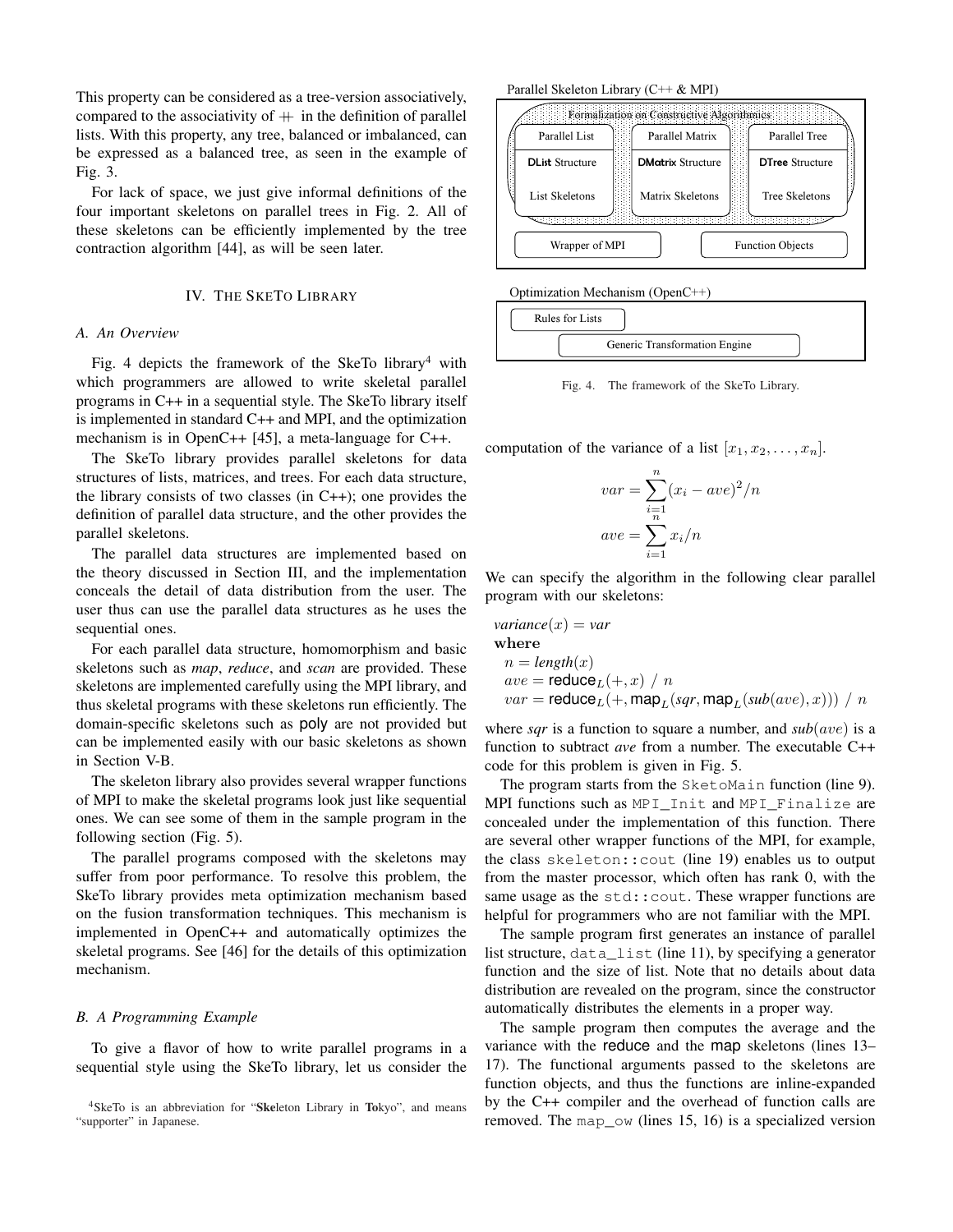This property can be considered as a tree-version associatively, compared to the associativity of $+\!\!+$ in the definition of parallel lists. With this property, any tree, balanced or imbalanced, can be expressed as a balanced tree, as seen in the example of Fig. 3.

For lack of space, we just give informal definitions of the four important skeletons on parallel trees in Fig. 2. All of these skeletons can be efficiently implemented by the tree contraction algorithm [44], as will be seen later.

## IV. The SkeTo Library

### A. An Overview

Fig. 4 depicts the framework of the SkeTo library[4] with which programmers are allowed to write skeletal parallel programs in C++ in a sequential style. The SkeTo library itself is implemented in standard C++ and MPI, and the optimization mechanism is in OpenC++ [45], a meta-language for C++.

The SkeTo library provides parallel skeletons for data structures of lists, matrices, and trees. For each data structure, the library consists of two classes (in C++); one provides the definition of parallel data structure, and the other provides the parallel skeletons.

The parallel data structures are implemented based on the theory discussed in Section III, and the implementation conceals the detail of data distribution from the user. The user thus can use the parallel data structures as he uses the sequential ones.

For each parallel data structure, homomorphism and basic skeletons such as *map*, *reduce*, and *scan* are provided. These skeletons are implemented carefully using the MPI library, and thus skeletal programs with these skeletons run efficiently. The domain-specific skeletons such as poly are not provided but can be implemented easily with our basic skeletons as shown in Section V-B.

The skeleton library also provides several wrapper functions of MPI to make the skeletal programs look just like sequential ones. We can see some of them in the sample program in the following section (Fig. 5).

The parallel programs composed with the skeletons may suffer from poor performance. To resolve this problem, the SkeTo library provides meta optimization mechanism based on the fusion transformation techniques. This mechanism is implemented in OpenC++ and automatically optimizes the skeletal programs. See [46] for the details of this optimization mechanism.

### B. A Programming Example

To give a flavor of how to write parallel programs in a sequential style using the SkeTo library, let us consider the computation of the variance of a list $[x_1, x_2, \ldots, x_n]$.

$$var = \sum_{i=1}^{n} (x_i - ave)^2 / n$$
$$ave = \sum_{i=1}^{n} x_i / n$$

We can specify the algorithm in the following clear parallel program with our skeletons:

$variance(x) = var$
**where**
$\quad n = length(x)$
$\quad ave = \mathsf{reduce}_L(+, x) \ / \ n$
$\quad var = \mathsf{reduce}_L(+, \mathsf{map}_L(sqr, \mathsf{map}_L(sub(ave), x))) \ / \ n$

where *sqr* is a function to square a number, and $sub(ave)$ is a function to subtract *ave* from a number. The executable C++ code for this problem is given in Fig. 5.

The program starts from the `SketoMain` function (line 9). MPI functions such as `MPI_Init` and `MPI_Finalize` are concealed under the implementation of this function. There are several other wrapper functions of the MPI, for example, the class `skeleton::cout` (line 19) enables us to output from the master processor, which often has rank 0, with the same usage as the `std::cout`. These wrapper functions are helpful for programmers who are not familiar with the MPI.

The sample program first generates an instance of parallel list structure, `data_list` (line 11), by specifying a generator function and the size of list. Note that no details about data distribution are revealed on the program, since the constructor automatically distributes the elements in a proper way.

The sample program then computes the average and the variance with the reduce and the map skeletons (lines 13–17). The functional arguments passed to the skeletons are function objects, and thus the functions are inline-expanded by the C++ compiler and the overhead of function calls are removed. The `map_ow` (lines 15, 16) is a specialized version

Parallel Skeleton Library (C++ & MPI)
Formalization on Constructive Algorithmics
Parallel List — DList Structure — List Skeletons
Parallel Matrix — DMatrix Structure — Matrix Skeletons
Parallel Tree — DTree Structure — Tree Skeletons
Wrapper of MPI — Function Objects

Optimization Mechanism (OpenC++)
Rules for Lists — Generic Transformation Engine

Fig. 4. The framework of the SkeTo Library.

[4] SkeTo is an abbreviation for "**Ske**leton Library in **To**kyo", and means "supporter" in Japanese.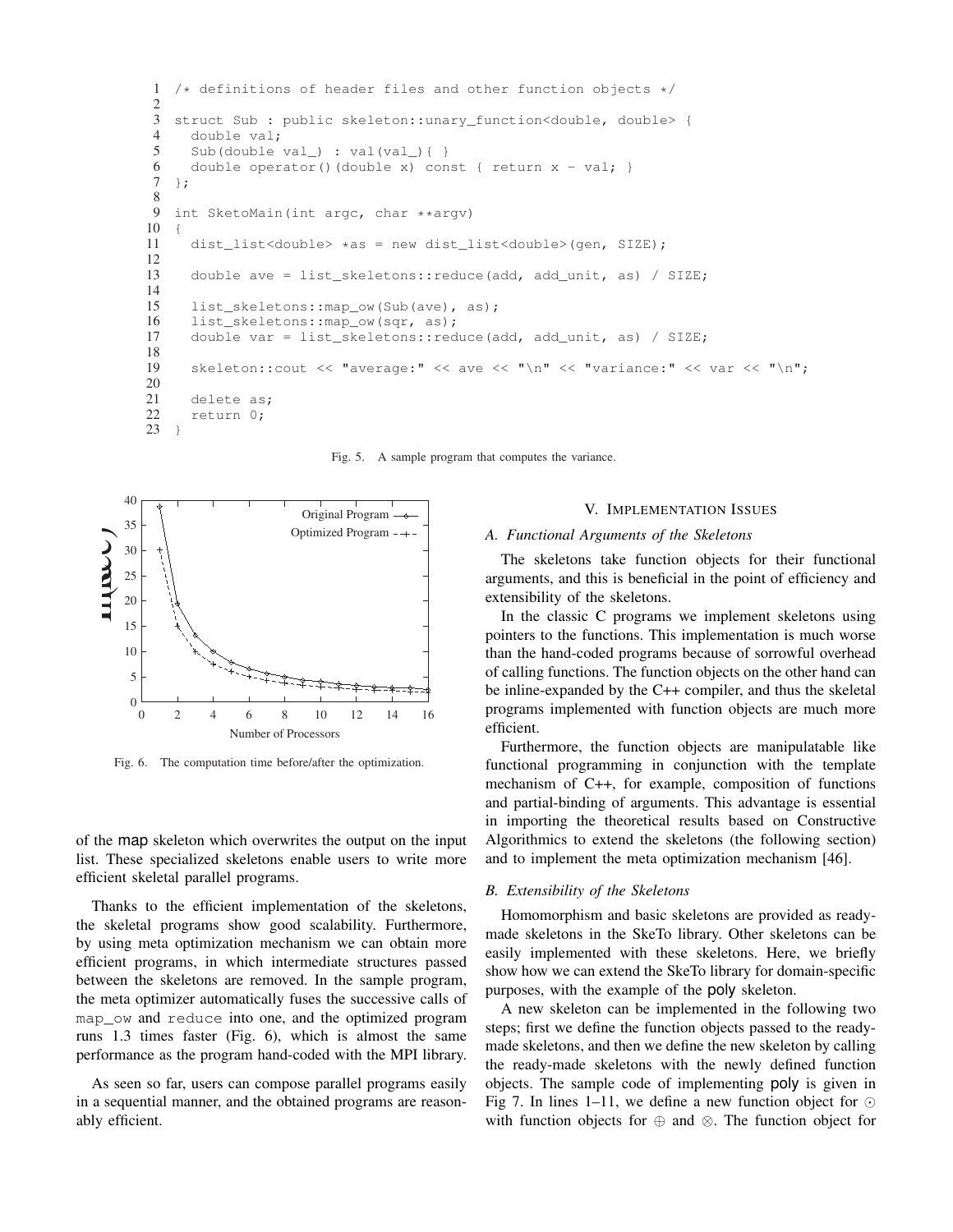```
1  /* definitions of header files and other function objects */
2
3  struct Sub : public skeleton::unary_function<double, double> {
4    double val;
5    Sub(double val_) : val(val_){ }
6    double operator()(double x) const { return x - val; }
7  };
8
9  int SketoMain(int argc, char **argv)
10 {
11   dist_list<double> *as = new dist_list<double>(gen, SIZE);
12
13   double ave = list_skeletons::reduce(add, add_unit, as) / SIZE;
14
15   list_skeletons::map_ow(Sub(ave), as);
16   list_skeletons::map_ow(sqr, as);
17   double var = list_skeletons::reduce(add, add_unit, as) / SIZE;
18
19   skeleton::cout << "average:" << ave << "\n" << "variance:" << var << "\n";
20
21   delete as;
22   return 0;
23 }
```

Fig. 5. A sample program that computes the variance.

Fig. 6. The computation time before/after the optimization.

of the map skeleton which overwrites the output on the input list. These specialized skeletons enable users to write more efficient skeletal parallel programs.

Thanks to the efficient implementation of the skeletons, the skeletal programs show good scalability. Furthermore, by using meta optimization mechanism we can obtain more efficient programs, in which intermediate structures passed between the skeletons are removed. In the sample program, the meta optimizer automatically fuses the successive calls of `map_ow` and `reduce` into one, and the optimized program runs 1.3 times faster (Fig. 6), which is almost the same performance as the program hand-coded with the MPI library.

As seen so far, users can compose parallel programs easily in a sequential manner, and the obtained programs are reasonably efficient.

## V. Implementation Issues

### A. Functional Arguments of the Skeletons

The skeletons take function objects for their functional arguments, and this is beneficial in the point of efficiency and extensibility of the skeletons.

In the classic C programs we implement skeletons using pointers to the functions. This implementation is much worse than the hand-coded programs because of sorrowful overhead of calling functions. The function objects on the other hand can be inline-expanded by the C++ compiler, and thus the skeletal programs implemented with function objects are much more efficient.

Furthermore, the function objects are manipulatable like functional programming in conjunction with the template mechanism of C++, for example, composition of functions and partial-binding of arguments. This advantage is essential in importing the theoretical results based on Constructive Algorithmics to extend the skeletons (the following section) and to implement the meta optimization mechanism [46].

### B. Extensibility of the Skeletons

Homomorphism and basic skeletons are provided as ready-made skeletons in the SkeTo library. Other skeletons can be easily implemented with these skeletons. Here, we briefly show how we can extend the SkeTo library for domain-specific purposes, with the example of the poly skeleton.

A new skeleton can be implemented in the following two steps; first we define the function objects passed to the ready-made skeletons, and then we define the new skeleton by calling the ready-made skeletons with the newly defined function objects. The sample code of implementing poly is given in Fig 7. In lines 1–11, we define a new function object for $\odot$ with function objects for $\oplus$ and $\otimes$. The function object for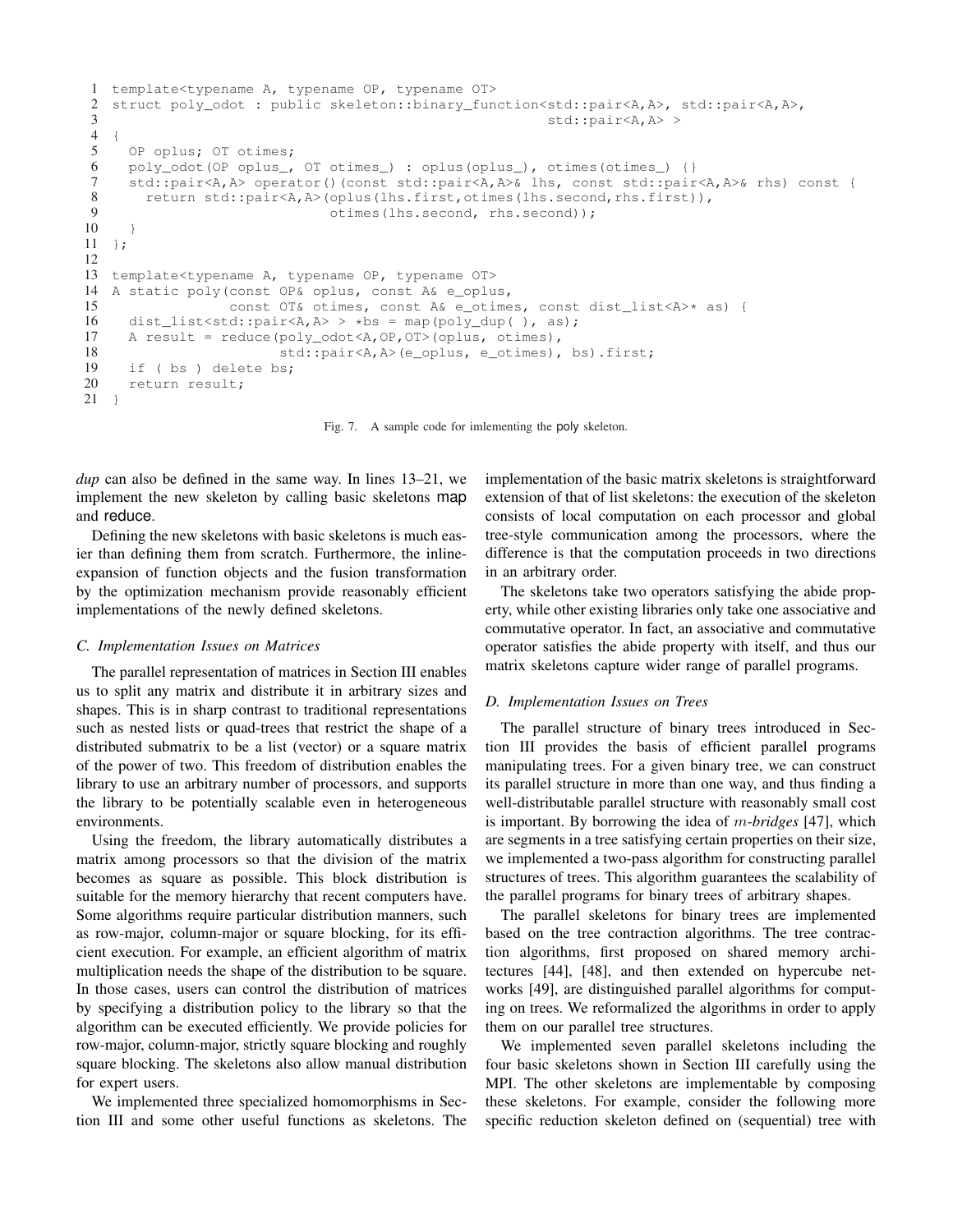```
1  template<typename A, typename OP, typename OT>
2  struct poly_odot : public skeleton::binary_function<std::pair<A,A>, std::pair<A,A>,
3                                                       std::pair<A,A> >
4  {
5    OP oplus; OT otimes;
6    poly_odot(OP oplus_, OT otimes_) : oplus(oplus_), otimes(otimes_) {}
7    std::pair<A,A> operator()(const std::pair<A,A>& lhs, const std::pair<A,A>& rhs) const {
8      return std::pair<A,A>(oplus(lhs.first,otimes(lhs.second,rhs.first)),
9                            otimes(lhs.second, rhs.second));
10   }
11 };
12
13 template<typename A, typename OP, typename OT>
14 A static poly(const OP& oplus, const A& e_oplus,
15               const OT& otimes, const A& e_otimes, const dist_list<A>* as) {
16   dist_list<std::pair<A,A> > *bs = map(poly_dup( ), as);
17   A result = reduce(poly_odot<A,OP,OT>(oplus, otimes),
18                     std::pair<A,A>(e_oplus, e_otimes), bs).first;
19   if ( bs ) delete bs;
20   return result;
21 }
```

Fig. 7. A sample code for imlementing the poly skeleton.

*dup* can also be defined in the same way. In lines 13–21, we implement the new skeleton by calling basic skeletons map and reduce.

Defining the new skeletons with basic skeletons is much easier than defining them from scratch. Furthermore, the inline-expansion of function objects and the fusion transformation by the optimization mechanism provide reasonably efficient implementations of the newly defined skeletons.

### C. Implementation Issues on Matrices

The parallel representation of matrices in Section III enables us to split any matrix and distribute it in arbitrary sizes and shapes. This is in sharp contrast to traditional representations such as nested lists or quad-trees that restrict the shape of a distributed submatrix to be a list (vector) or a square matrix of the power of two. This freedom of distribution enables the library to use an arbitrary number of processors, and supports the library to be potentially scalable even in heterogeneous environments.

Using the freedom, the library automatically distributes a matrix among processors so that the division of the matrix becomes as square as possible. This block distribution is suitable for the memory hierarchy that recent computers have. Some algorithms require particular distribution manners, such as row-major, column-major or square blocking, for its efficient execution. For example, an efficient algorithm of matrix multiplication needs the shape of the distribution to be square. In those cases, users can control the distribution of matrices by specifying a distribution policy to the library so that the algorithm can be executed efficiently. We provide policies for row-major, column-major, strictly square blocking and roughly square blocking. The skeletons also allow manual distribution for expert users.

We implemented three specialized homomorphisms in Section III and some other useful functions as skeletons. The implementation of the basic matrix skeletons is straightforward extension of that of list skeletons: the execution of the skeleton consists of local computation on each processor and global tree-style communication among the processors, where the difference is that the computation proceeds in two directions in an arbitrary order.

The skeletons take two operators satisfying the abide property, while other existing libraries only take one associative and commutative operator. In fact, an associative and commutative operator satisfies the abide property with itself, and thus our matrix skeletons capture wider range of parallel programs.

### D. Implementation Issues on Trees

The parallel structure of binary trees introduced in Section III provides the basis of efficient parallel programs manipulating trees. For a given binary tree, we can construct its parallel structure in more than one way, and thus finding a well-distributable parallel structure with reasonably small cost is important. By borrowing the idea of $m$-*bridges* [47], which are segments in a tree satisfying certain properties on their size, we implemented a two-pass algorithm for constructing parallel structures of trees. This algorithm guarantees the scalability of the parallel programs for binary trees of arbitrary shapes.

The parallel skeletons for binary trees are implemented based on the tree contraction algorithms. The tree contraction algorithms, first proposed on shared memory architectures [44], [48], and then extended on hypercube networks [49], are distinguished parallel algorithms for computing on trees. We reformalized the algorithms in order to apply them on our parallel tree structures.

We implemented seven parallel skeletons including the four basic skeletons shown in Section III carefully using the MPI. The other skeletons are implementable by composing these skeletons. For example, consider the following more specific reduction skeleton defined on (sequential) tree with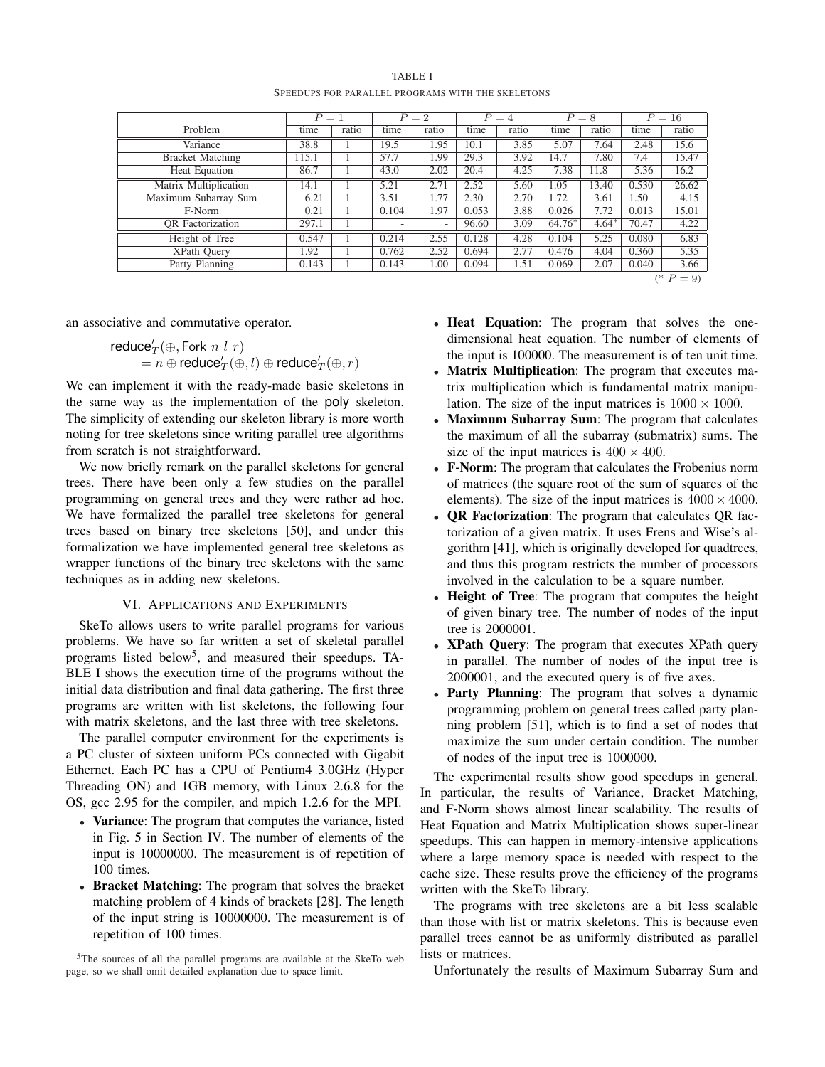TABLE I

SPEEDUPS FOR PARALLEL PROGRAMS WITH THE SKELETONS

| Problem | $P = 1$ | | $P = 2$ | | $P = 4$ | | $P = 8$ | | $P = 16$ | |
|---|---|---|---|---|---|---|---|---|---|---|
| | time | ratio | time | ratio | time | ratio | time | ratio | time | ratio |
| Variance | 38.8 | 1 | 19.5 | 1.95 | 10.1 | 3.85 | 5.07 | 7.64 | 2.48 | 15.6 |
| Bracket Matching | 115.1 | 1 | 57.7 | 1.99 | 29.3 | 3.92 | 14.7 | 7.80 | 7.4 | 15.47 |
| Heat Equation | 86.7 | 1 | 43.0 | 2.02 | 20.4 | 4.25 | 7.38 | 11.8 | 5.36 | 16.2 |
| Matrix Multiplication | 14.1 | 1 | 5.21 | 2.71 | 2.52 | 5.60 | 1.05 | 13.40 | 0.530 | 26.62 |
| Maximum Subarray Sum | 6.21 | 1 | 3.51 | 1.77 | 2.30 | 2.70 | 1.72 | 3.61 | 1.50 | 4.15 |
| F-Norm | 0.21 | 1 | 0.104 | 1.97 | 0.053 | 3.88 | 0.026 | 7.72 | 0.013 | 15.01 |
| QR Factorization | 297.1 | 1 | - | - | 96.60 | 3.09 | 64.76* | 4.64* | 70.47 | 4.22 |
| Height of Tree | 0.547 | 1 | 0.214 | 2.55 | 0.128 | 4.28 | 0.104 | 5.25 | 0.080 | 6.83 |
| XPath Query | 1.92 | 1 | 0.762 | 2.52 | 0.694 | 2.77 | 0.476 | 4.04 | 0.360 | 5.35 |
| Party Planning | 0.143 | 1 | 0.143 | 1.00 | 0.094 | 1.51 | 0.069 | 2.07 | 0.040 | 3.66 |

(* $P = 9$)

an associative and commutative operator.

$$\begin{aligned}&\mathsf{reduce}'_T(\oplus, \mathsf{Fork}\ n\ l\ r)\\&\quad = n \oplus \mathsf{reduce}'_T(\oplus, l) \oplus \mathsf{reduce}'_T(\oplus, r)\end{aligned}$$

We can implement it with the ready-made basic skeletons in the same way as the implementation of the poly skeleton. The simplicity of extending our skeleton library is more worth noting for tree skeletons since writing parallel tree algorithms from scratch is not straightforward.

We now briefly remark on the parallel skeletons for general trees. There have been only a few studies on the parallel programming on general trees and they were rather ad hoc. We have formalized the parallel tree skeletons for general trees based on binary tree skeletons [50], and under this formalization we have implemented general tree skeletons as wrapper functions of the binary tree skeletons with the same techniques as in adding new skeletons.

## VI. Applications and Experiments

SkeTo allows users to write parallel programs for various problems. We have so far written a set of skeletal parallel programs listed below[5], and measured their speedups. TABLE I shows the execution time of the programs without the initial data distribution and final data gathering. The first three programs are written with list skeletons, the following four with matrix skeletons, and the last three with tree skeletons.

The parallel computer environment for the experiments is a PC cluster of sixteen uniform PCs connected with Gigabit Ethernet. Each PC has a CPU of Pentium4 3.0GHz (Hyper Threading ON) and 1GB memory, with Linux 2.6.8 for the OS, gcc 2.95 for the compiler, and mpich 1.2.6 for the MPI.

- **Variance**: The program that computes the variance, listed in Fig. 5 in Section IV. The number of elements of the input is 10000000. The measurement is of repetition of 100 times.
- **Bracket Matching**: The program that solves the bracket matching problem of 4 kinds of brackets [28]. The length of the input string is 10000000. The measurement is of repetition of 100 times.
- **Heat Equation**: The program that solves the one-dimensional heat equation. The number of elements of the input is 100000. The measurement is of ten unit time.
- **Matrix Multiplication**: The program that executes matrix multiplication which is fundamental matrix manipulation. The size of the input matrices is $1000 \times 1000$.
- **Maximum Subarray Sum**: The program that calculates the maximum of all the subarray (submatrix) sums. The size of the input matrices is $400 \times 400$.
- **F-Norm**: The program that calculates the Frobenius norm of matrices (the square root of the sum of squares of the elements). The size of the input matrices is $4000 \times 4000$.
- **QR Factorization**: The program that calculates QR factorization of a given matrix. It uses Frens and Wise's algorithm [41], which is originally developed for quadtrees, and thus this program restricts the number of processors involved in the calculation to be a square number.
- **Height of Tree**: The program that computes the height of given binary tree. The number of nodes of the input tree is 2000001.
- **XPath Query**: The program that executes XPath query in parallel. The number of nodes of the input tree is 2000001, and the executed query is of five axes.
- **Party Planning**: The program that solves a dynamic programming problem on general trees called party planning problem [51], which is to find a set of nodes that maximize the sum under certain condition. The number of nodes of the input tree is 1000000.

The experimental results show good speedups in general. In particular, the results of Variance, Bracket Matching, and F-Norm shows almost linear scalability. The results of Heat Equation and Matrix Multiplication shows super-linear speedups. This can happen in memory-intensive applications where a large memory space is needed with respect to the cache size. These results prove the efficiency of the programs written with the SkeTo library.

The programs with tree skeletons are a bit less scalable than those with list or matrix skeletons. This is because even parallel trees cannot be as uniformly distributed as parallel lists or matrices.

Unfortunately the results of Maximum Subarray Sum and

[5] The sources of all the parallel programs are available at the SkeTo web page, so we shall omit detailed explanation due to space limit.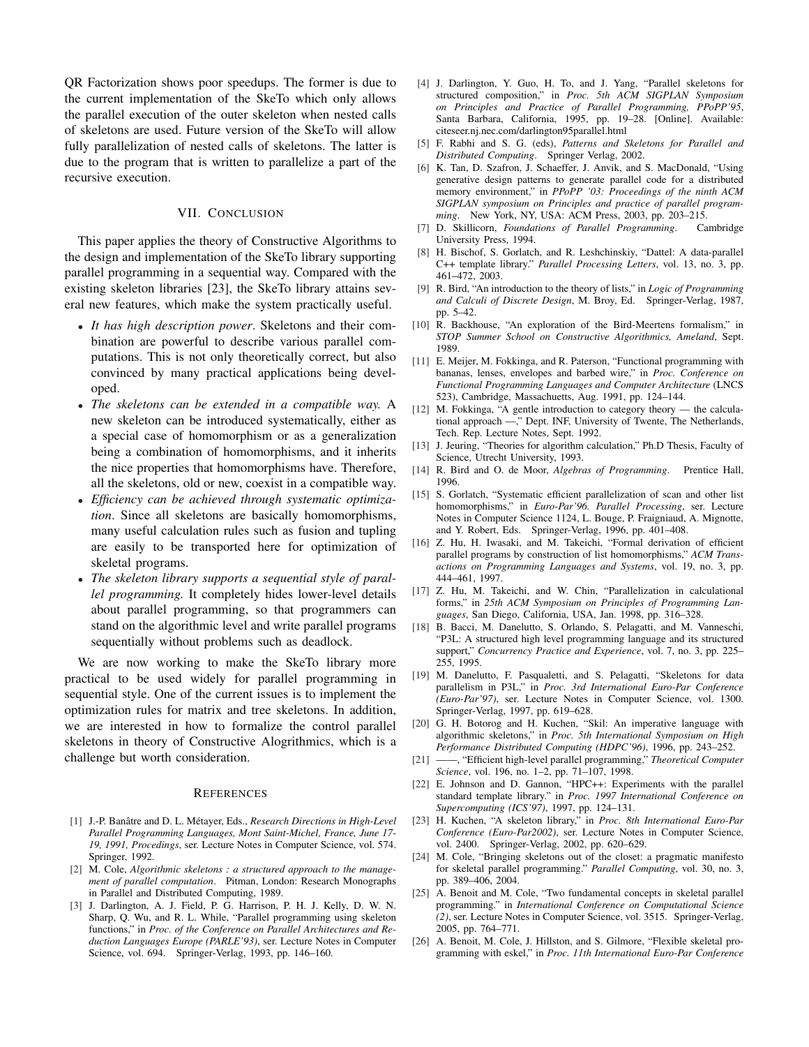QR Factorization shows poor speedups. The former is due to the current implementation of the SkeTo which only allows the parallel execution of the outer skeleton when nested calls of skeletons are used. Future version of the SkeTo will allow fully parallelization of nested calls of skeletons. The latter is due to the program that is written to parallelize a part of the recursive execution.

## VII. Conclusion

This paper applies the theory of Constructive Algorithms to the design and implementation of the SkeTo library supporting parallel programming in a sequential way. Compared with the existing skeleton libraries [23], the SkeTo library attains several new features, which make the system practically useful.

- *It has high description power*. Skeletons and their combination are powerful to describe various parallel computations. This is not only theoretically correct, but also convinced by many practical applications being developed.
- *The skeletons can be extended in a compatible way.* A new skeleton can be introduced systematically, either as a special case of homomorphism or as a generalization being a combination of homomorphisms, and it inherits the nice properties that homomorphisms have. Therefore, all the skeletons, old or new, coexist in a compatible way.
- *Efficiency can be achieved through systematic optimization*. Since all skeletons are basically homomorphisms, many useful calculation rules such as fusion and tupling are easily to be transported here for optimization of skeletal programs.
- *The skeleton library supports a sequential style of parallel programming.* It completely hides lower-level details about parallel programming, so that programmers can stand on the algorithmic level and write parallel programs sequentially without problems such as deadlock.

We are now working to make the SkeTo library more practical to be used widely for parallel programming in sequential style. One of the current issues is to implement the optimization rules for matrix and tree skeletons. In addition, we are interested in how to formalize the control parallel skeletons in theory of Constructive Alogrithmics, which is a challenge but worth consideration.

## References

[1] J.-P. Banâtre and D. L. Métayer, Eds., *Research Directions in High-Level Parallel Programming Languages, Mont Saint-Michel, France, June 17-19, 1991, Procedings*, ser. Lecture Notes in Computer Science, vol. 574. Springer, 1992.

[2] M. Cole, *Algorithmic skeletons : a structured approach to the management of parallel computation*. Pitman, London: Research Monographs in Parallel and Distributed Computing, 1989.

[3] J. Darlington, A. J. Field, P. G. Harrison, P. H. J. Kelly, D. W. N. Sharp, Q. Wu, and R. L. While, "Parallel programming using skeleton functions," in *Proc. of the Conference on Parallel Architectures and Reduction Languages Europe (PARLE'93)*, ser. Lecture Notes in Computer Science, vol. 694. Springer-Verlag, 1993, pp. 146–160.

[4] J. Darlington, Y. Guo, H. To, and J. Yang, "Parallel skeletons for structured composition," in *Proc. 5th ACM SIGPLAN Symposium on Principles and Practice of Parallel Programming, PPoPP'95*, Santa Barbara, California, 1995, pp. 19–28. [Online]. Available: citeseer.nj.nec.com/darlington95parallel.html

[5] F. Rabhi and S. G. (eds), *Patterns and Skeletons for Parallel and Distributed Computing*. Springer Verlag, 2002.

[6] K. Tan, D. Szafron, J. Schaeffer, J. Anvik, and S. MacDonald, "Using generative design patterns to generate parallel code for a distributed memory environment," in *PPoPP '03: Proceedings of the ninth ACM SIGPLAN symposium on Principles and practice of parallel programming*. New York, NY, USA: ACM Press, 2003, pp. 203–215.

[7] D. Skillicorn, *Foundations of Parallel Programming*. Cambridge University Press, 1994.

[8] H. Bischof, S. Gorlatch, and R. Leshchinskiy, "Dattel: A data-parallel C++ template library." *Parallel Processing Letters*, vol. 13, no. 3, pp. 461–472, 2003.

[9] R. Bird, "An introduction to the theory of lists," in *Logic of Programming and Calculi of Discrete Design*, M. Broy, Ed. Springer-Verlag, 1987, pp. 5–42.

[10] R. Backhouse, "An exploration of the Bird-Meertens formalism," in *STOP Summer School on Constructive Algorithmics, Ameland*, Sept. 1989.

[11] E. Meijer, M. Fokkinga, and R. Paterson, "Functional programming with bananas, lenses, envelopes and barbed wire," in *Proc. Conference on Functional Programming Languages and Computer Architecture* (LNCS 523), Cambridge, Massachuetts, Aug. 1991, pp. 124–144.

[12] M. Fokkinga, "A gentle introduction to category theory — the calculational approach —," Dept. INF, University of Twente, The Netherlands, Tech. Rep. Lecture Notes, Sept. 1992.

[13] J. Jeuring, "Theories for algorithm calculation," Ph.D Thesis, Faculty of Science, Utrecht University, 1993.

[14] R. Bird and O. de Moor, *Algebras of Programming*. Prentice Hall, 1996.

[15] S. Gorlatch, "Systematic efficient parallelization of scan and other list homomorphisms," in *Euro-Par'96. Parallel Processing*, ser. Lecture Notes in Computer Science 1124, L. Bouge, P. Fraigniaud, A. Mignotte, and Y. Robert, Eds. Springer-Verlag, 1996, pp. 401–408.

[16] Z. Hu, H. Iwasaki, and M. Takeichi, "Formal derivation of efficient parallel programs by construction of list homomorphisms," *ACM Transactions on Programming Languages and Systems*, vol. 19, no. 3, pp. 444–461, 1997.

[17] Z. Hu, M. Takeichi, and W. Chin, "Parallelization in calculational forms," in *25th ACM Symposium on Principles of Programming Languages*, San Diego, California, USA, Jan. 1998, pp. 316–328.

[18] B. Bacci, M. Danelutto, S. Orlando, S. Pelagatti, and M. Vanneschi, "P3L: A structured high level programming language and its structured support," *Concurrency Practice and Experience*, vol. 7, no. 3, pp. 225–255, 1995.

[19] M. Danelutto, F. Pasqualetti, and S. Pelagatti, "Skeletons for data parallelism in P3L," in *Proc. 3rd International Euro-Par Conference (Euro-Par'97)*, ser. Lecture Notes in Computer Science, vol. 1300. Springer-Verlag, 1997, pp. 619–628.

[20] G. H. Botorog and H. Kuchen, "Skil: An imperative language with algorithmic skeletons," in *Proc. 5th International Symposium on High Performance Distributed Computing (HDPC'96)*, 1996, pp. 243–252.

[21] ——, "Efficient high-level parallel programming," *Theoretical Computer Science*, vol. 196, no. 1–2, pp. 71–107, 1998.

[22] E. Johnson and D. Gannon, "HPC++: Experiments with the parallel standard template library." in *Proc. 1997 International Conference on Supercomputing (ICS'97)*, 1997, pp. 124–131.

[23] H. Kuchen, "A skeleton library," in *Proc. 8th International Euro-Par Conference (Euro-Par2002)*, ser. Lecture Notes in Computer Science, vol. 2400. Springer-Verlag, 2002, pp. 620–629.

[24] M. Cole, "Bringing skeletons out of the closet: a pragmatic manifesto for skeletal parallel programming." *Parallel Computing*, vol. 30, no. 3, pp. 389–406, 2004.

[25] A. Benoit and M. Cole, "Two fundamental concepts in skeletal parallel programming." in *International Conference on Computational Science (2)*, ser. Lecture Notes in Computer Science, vol. 3515. Springer-Verlag, 2005, pp. 764–771.

[26] A. Benoit, M. Cole, J. Hillston, and S. Gilmore, "Flexible skeletal programming with eskel," in *Proc. 11th International Euro-Par Conference*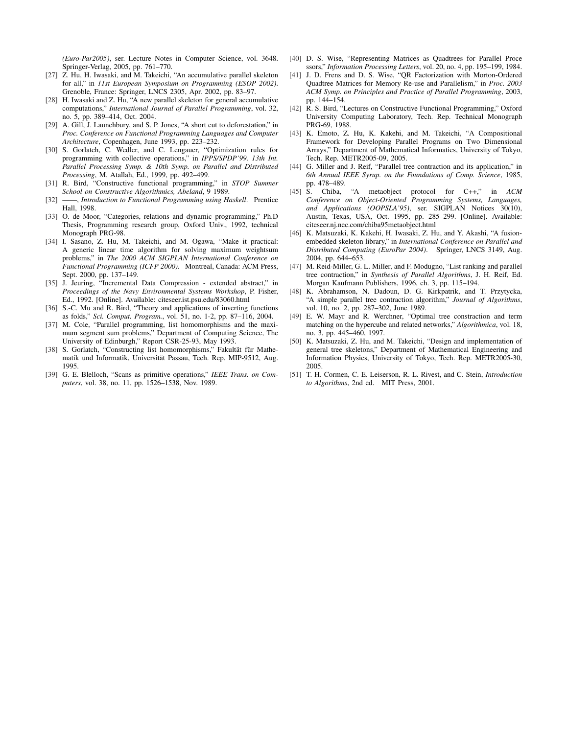*(Euro-Par2005)*, ser. Lecture Notes in Computer Science, vol. 3648. Springer-Verlag, 2005, pp. 761–770.

[27] Z. Hu, H. Iwasaki, and M. Takeichi, "An accumulative parallel skeleton for all," in *11st European Symposium on Programming (ESOP 2002)*. Grenoble, France: Springer, LNCS 2305, Apr. 2002, pp. 83–97.

[28] H. Iwasaki and Z. Hu, "A new parallel skeleton for general accumulative computations," *International Journal of Parallel Programming*, vol. 32, no. 5, pp. 389–414, Oct. 2004.

[29] A. Gill, J. Launchbury, and S. P. Jones, "A short cut to deforestation," in *Proc. Conference on Functional Programming Languages and Computer Architecture*, Copenhagen, June 1993, pp. 223–232.

[30] S. Gorlatch, C. Wedler, and C. Lengauer, "Optimization rules for programming with collective operations," in *IPPS/SPDP'99. 13th Int. Parallel Processing Symp. & 10th Symp. on Parallel and Distributed Processing*, M. Atallah, Ed., 1999, pp. 492–499.

[31] R. Bird, "Constructive functional programming," in *STOP Summer School on Constructive Algorithmics, Abeland*, 9 1989.

[32] ——, *Introduction to Functional Programming using Haskell*. Prentice Hall, 1998.

[33] O. de Moor, "Categories, relations and dynamic programming," Ph.D Thesis, Programming research group, Oxford Univ., 1992, technical Monograph PRG-98.

[34] I. Sasano, Z. Hu, M. Takeichi, and M. Ogawa, "Make it practical: A generic linear time algorithm for solving maximum weightsum problems," in *The 2000 ACM SIGPLAN International Conference on Functional Programming (ICFP 2000)*. Montreal, Canada: ACM Press, Sept. 2000, pp. 137–149.

[35] J. Jeuring, "Incremental Data Compression - extended abstract," in *Proceedings of the Navy Environmental Systems Workshop*, P. Fisher, Ed., 1992. [Online]. Available: citeseer.ist.psu.edu/83060.html

[36] S.-C. Mu and R. Bird, "Theory and applications of inverting functions as folds," *Sci. Comput. Program.*, vol. 51, no. 1-2, pp. 87–116, 2004.

[37] M. Cole, "Parallel programming, list homomorphisms and the maximum segment sum problems," Department of Computing Science, The University of Edinburgh," Report CSR-25-93, May 1993.

[38] S. Gorlatch, "Constructing list homomorphisms," Fakultät für Mathematik und Informatik, Universität Passau, Tech. Rep. MIP-9512, Aug. 1995.

[39] G. E. Blelloch, "Scans as primitive operations," *IEEE Trans. on Computers*, vol. 38, no. 11, pp. 1526–1538, Nov. 1989.

[40] D. S. Wise, "Representing Matrices as Quadtrees for Parallel Proce ssors," *Information Processing Letters*, vol. 20, no. 4, pp. 195–199, 1984.

[41] J. D. Frens and D. S. Wise, "QR Factorization with Morton-Ordered Quadtree Matrices for Memory Re-use and Parallelism," in *Proc. 2003 ACM Symp. on Principles and Practice of Parallel Programming*, 2003, pp. 144–154.

[42] R. S. Bird, "Lectures on Constructive Functional Programming," Oxford University Computing Laboratory, Tech. Rep. Technical Monograph PRG-69, 1988.

[43] K. Emoto, Z. Hu, K. Kakehi, and M. Takeichi, "A Compositional Framework for Developing Parallel Programs on Two Dimensional Arrays," Department of Mathematical Informatics, University of Tokyo, Tech. Rep. METR2005-09, 2005.

[44] G. Miller and J. Reif, "Parallel tree contraction and its application," in *6th Annual IEEE Syrup. on the Foundations of Comp. Science*, 1985, pp. 478–489.

[45] S. Chiba, "A metaobject protocol for C++," in *ACM Conference on Object-Oriented Programming Systems, Languages, and Applications (OOPSLA'95)*, ser. SIGPLAN Notices 30(10), Austin, Texas, USA, Oct. 1995, pp. 285–299. [Online]. Available: citeseer.nj.nec.com/chiba95metaobject.html

[46] K. Matsuzaki, K. Kakehi, H. Iwasaki, Z. Hu, and Y. Akashi, "A fusion-embedded skeleton library," in *International Conference on Parallel and Distributed Computing (EuroPar 2004)*. Springer, LNCS 3149, Aug. 2004, pp. 644–653.

[47] M. Reid-Miller, G. L. Miller, and F. Modugno, "List ranking and parallel tree contraction," in *Synthesis of Parallel Algorithms*, J. H. Reif, Ed. Morgan Kaufmann Publishers, 1996, ch. 3, pp. 115–194.

[48] K. Abrahamson, N. Dadoun, D. G. Kirkpatrik, and T. Przytycka, "A simple parallel tree contraction algorithm," *Journal of Algorithms*, vol. 10, no. 2, pp. 287–302, June 1989.

[49] E. W. Mayr and R. Werchner, "Optimal tree constraction and term matching on the hypercube and related networks," *Algorithmica*, vol. 18, no. 3, pp. 445–460, 1997.

[50] K. Matsuzaki, Z. Hu, and M. Takeichi, "Design and implementation of general tree skeletons," Department of Mathematical Engineering and Information Physics, University of Tokyo, Tech. Rep. METR2005-30, 2005.

[51] T. H. Cormen, C. E. Leiserson, R. L. Rivest, and C. Stein, *Introduction to Algorithms*, 2nd ed. MIT Press, 2001.